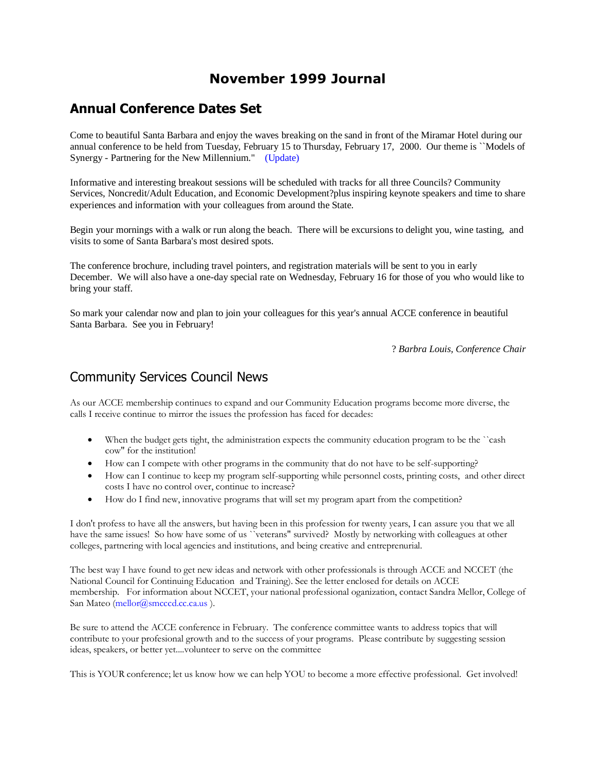# November 1999 Journal

## Annual Conference Dates Set

Come to beautiful Santa Barbara and enjoy the waves breaking on the sand in front of the Miramar Hotel during our annual conference to be held from Tuesday, February 15 to Thursday, February 17, 2000. Our theme is ``Models of Synergy - Partnering for the New Millennium." (Update)

Informative and interesting breakout sessions will be scheduled with tracks for all three Councils? Community Services, Noncredit/Adult Education, and Economic Development?plus inspiring keynote speakers and time to share experiences and information with your colleagues from around the State.

Begin your mornings with a walk or run along the beach. There will be excursions to delight you, wine tasting, and visits to some of Santa Barbara's most desired spots.

The conference brochure, including travel pointers, and registration materials will be sent to you in early December. We will also have a one-day special rate on Wednesday, February 16 for those of you who would like to bring your staff.

So mark your calendar now and plan to join your colleagues for this year's annual ACCE conference in beautiful Santa Barbara. See you in February!

? *Barbra Louis, Conference Chair*

## Community Services Council News

As our ACCE membership continues to expand and our Community Education programs become more diverse, the calls I receive continue to mirror the issues the profession has faced for decades:

- When the budget gets tight, the administration expects the community education program to be the ``cash cow" for the institution!
- How can I compete with other programs in the community that do not have to be self-supporting?
- How can I continue to keep my program self-supporting while personnel costs, printing costs, and other direct costs I have no control over, continue to increase?
- How do I find new, innovative programs that will set my program apart from the competition?

I don't profess to have all the answers, but having been in this profession for twenty years, I can assure you that we all have the same issues! So how have some of us ``veterans" survived? Mostly by networking with colleagues at other colleges, partnering with local agencies and institutions, and being creative and entreprenurial.

The best way I have found to get new ideas and network with other professionals is through ACCE and NCCET (the National Council for Continuing Education and Training). See the letter enclosed for details on ACCE membership. For information about NCCET, your national professional oganization, contact Sandra Mellor, College of San Mateo (mellor@smcccd.cc.ca.us ).

Be sure to attend the ACCE conference in February. The conference committee wants to address topics that will contribute to your profesional growth and to the success of your programs. Please contribute by suggesting session ideas, speakers, or better yet....volunteer to serve on the committee

This is YOUR conference; let us know how we can help YOU to become a more effective professional. Get involved!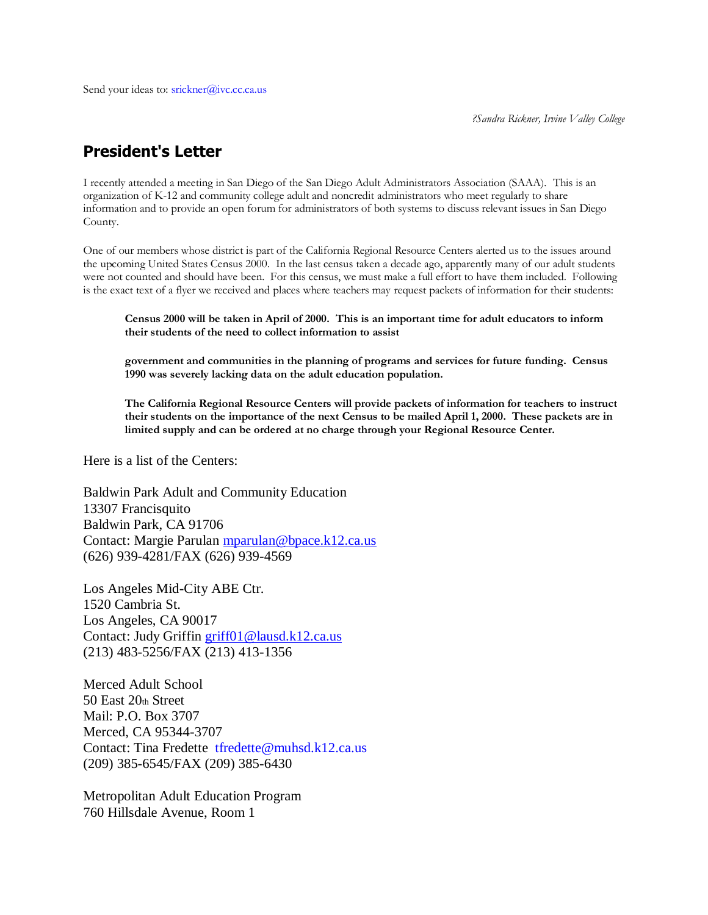Send your ideas to: srickner@ivc.cc.ca.us

*?Sandra Rickner, Irvine Valley College*

## President's Letter

I recently attended a meeting in San Diego of the San Diego Adult Administrators Association (SAAA). This is an organization of K-12 and community college adult and noncredit administrators who meet regularly to share information and to provide an open forum for administrators of both systems to discuss relevant issues in San Diego County.

One of our members whose district is part of the California Regional Resource Centers alerted us to the issues around the upcoming United States Census 2000. In the last census taken a decade ago, apparently many of our adult students were not counted and should have been. For this census, we must make a full effort to have them included. Following is the exact text of a flyer we received and places where teachers may request packets of information for their students:

> **Census 2000 will be taken in April of 2000. This is an important time for adult educators to inform their students of the need to collect information to assist**
>
> **government and communities in the planning of programs and services for future funding. Census 1990 was severely lacking data on the adult education population.**
>
> **The California Regional Resource Centers will provide packets of information for teachers to instruct their students on the importance of the next Census to be mailed April 1, 2000. These packets are in limited supply and can be ordered at no charge through your Regional Resource Center.**

Here is a list of the Centers:

Baldwin Park Adult and Community Education
13307 Francisquito
Baldwin Park, CA 91706
Contact: Margie Parulan mparulan@bpace.k12.ca.us
(626) 939-4281/FAX (626) 939-4569

Los Angeles Mid-City ABE Ctr.
1520 Cambria St.
Los Angeles, CA 90017
Contact: Judy Griffin griff01@lausd.k12.ca.us
(213) 483-5256/FAX (213) 413-1356

Merced Adult School
50 East 20th Street
Mail: P.O. Box 3707
Merced, CA 95344-3707
Contact: Tina Fredette tfredette@muhsd.k12.ca.us
(209) 385-6545/FAX (209) 385-6430

Metropolitan Adult Education Program
760 Hillsdale Avenue, Room 1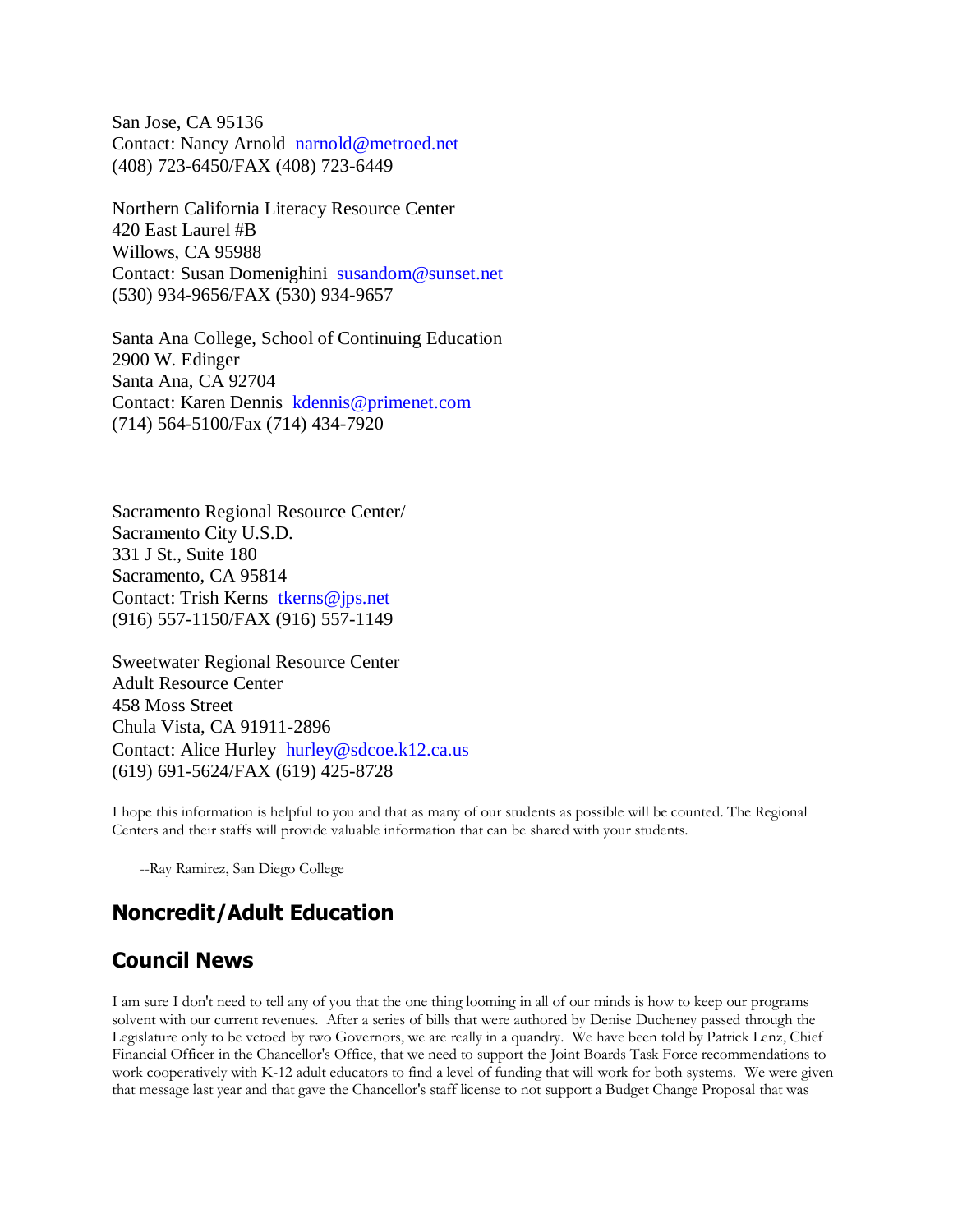San Jose, CA 95136
Contact: Nancy Arnold  narnold@metroed.net
(408) 723-6450/FAX (408) 723-6449

Northern California Literacy Resource Center
420 East Laurel #B
Willows, CA 95988
Contact: Susan Domenighini  susandom@sunset.net
(530) 934-9656/FAX (530) 934-9657

Santa Ana College, School of Continuing Education
2900 W. Edinger
Santa Ana, CA 92704
Contact: Karen Dennis  kdennis@primenet.com
(714) 564-5100/Fax (714) 434-7920

Sacramento Regional Resource Center/
Sacramento City U.S.D.
331 J St., Suite 180
Sacramento, CA 95814
Contact: Trish Kerns  tkerns@jps.net
(916) 557-1150/FAX (916) 557-1149

Sweetwater Regional Resource Center
Adult Resource Center
458 Moss Street
Chula Vista, CA 91911-2896
Contact: Alice Hurley  hurley@sdcoe.k12.ca.us
(619) 691-5624/FAX (619) 425-8728

I hope this information is helpful to you and that as many of our students as possible will be counted. The Regional Centers and their staffs will provide valuable information that can be shared with your students.

--Ray Ramirez, San Diego College

## Noncredit/Adult Education

## Council News

I am sure I don't need to tell any of you that the one thing looming in all of our minds is how to keep our programs solvent with our current revenues. After a series of bills that were authored by Denise Ducheney passed through the Legislature only to be vetoed by two Governors, we are really in a quandry. We have been told by Patrick Lenz, Chief Financial Officer in the Chancellor's Office, that we need to support the Joint Boards Task Force recommendations to work cooperatively with K-12 adult educators to find a level of funding that will work for both systems. We were given that message last year and that gave the Chancellor's staff license to not support a Budget Change Proposal that was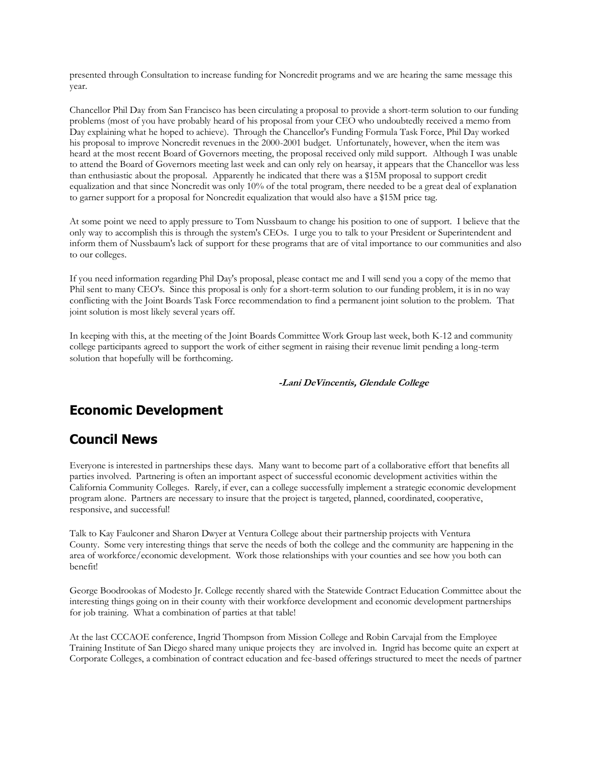presented through Consultation to increase funding for Noncredit programs and we are hearing the same message this year.

Chancellor Phil Day from San Francisco has been circulating a proposal to provide a short-term solution to our funding problems (most of you have probably heard of his proposal from your CEO who undoubtedly received a memo from Day explaining what he hoped to achieve). Through the Chancellor's Funding Formula Task Force, Phil Day worked his proposal to improve Noncredit revenues in the 2000-2001 budget. Unfortunately, however, when the item was heard at the most recent Board of Governors meeting, the proposal received only mild support. Although I was unable to attend the Board of Governors meeting last week and can only rely on hearsay, it appears that the Chancellor was less than enthusiastic about the proposal. Apparently he indicated that there was a $15M proposal to support credit equalization and that since Noncredit was only 10% of the total program, there needed to be a great deal of explanation to garner support for a proposal for Noncredit equalization that would also have a $15M price tag.

At some point we need to apply pressure to Tom Nussbaum to change his position to one of support. I believe that the only way to accomplish this is through the system's CEOs. I urge you to talk to your President or Superintendent and inform them of Nussbaum's lack of support for these programs that are of vital importance to our communities and also to our colleges.

If you need information regarding Phil Day's proposal, please contact me and I will send you a copy of the memo that Phil sent to many CEO's. Since this proposal is only for a short-term solution to our funding problem, it is in no way conflicting with the Joint Boards Task Force recommendation to find a permanent joint solution to the problem. That joint solution is most likely several years off.

In keeping with this, at the meeting of the Joint Boards Committee Work Group last week, both K-12 and community college participants agreed to support the work of either segment in raising their revenue limit pending a long-term solution that hopefully will be forthcoming.

***-Lani DeVincentis, Glendale College***

## Economic Development

## Council News

Everyone is interested in partnerships these days. Many want to become part of a collaborative effort that benefits all parties involved. Partnering is often an important aspect of successful economic development activities within the California Community Colleges. Rarely, if ever, can a college successfully implement a strategic economic development program alone. Partners are necessary to insure that the project is targeted, planned, coordinated, cooperative, responsive, and successful!

Talk to Kay Faulconer and Sharon Dwyer at Ventura College about their partnership projects with Ventura County. Some very interesting things that serve the needs of both the college and the community are happening in the area of workforce/economic development. Work those relationships with your counties and see how you both can benefit!

George Boodrookas of Modesto Jr. College recently shared with the Statewide Contract Education Committee about the interesting things going on in their county with their workforce development and economic development partnerships for job training. What a combination of parties at that table!

At the last CCCAOE conference, Ingrid Thompson from Mission College and Robin Carvajal from the Employee Training Institute of San Diego shared many unique projects they are involved in. Ingrid has become quite an expert at Corporate Colleges, a combination of contract education and fee-based offerings structured to meet the needs of partner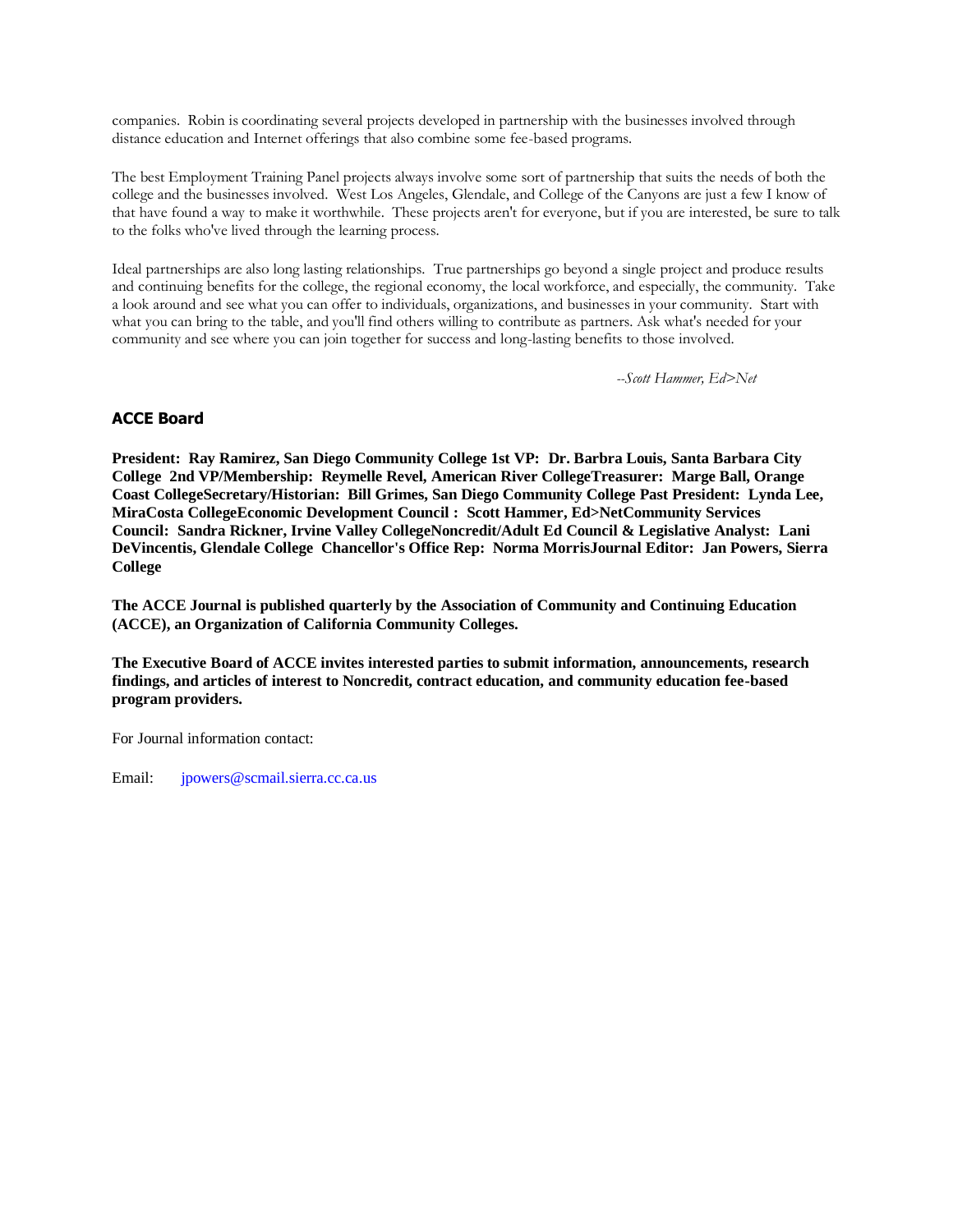companies. Robin is coordinating several projects developed in partnership with the businesses involved through distance education and Internet offerings that also combine some fee-based programs.

The best Employment Training Panel projects always involve some sort of partnership that suits the needs of both the college and the businesses involved. West Los Angeles, Glendale, and College of the Canyons are just a few I know of that have found a way to make it worthwhile. These projects aren't for everyone, but if you are interested, be sure to talk to the folks who've lived through the learning process.

Ideal partnerships are also long lasting relationships. True partnerships go beyond a single project and produce results and continuing benefits for the college, the regional economy, the local workforce, and especially, the community. Take a look around and see what you can offer to individuals, organizations, and businesses in your community. Start with what you can bring to the table, and you'll find others willing to contribute as partners. Ask what's needed for your community and see where you can join together for success and long-lasting benefits to those involved.

*--Scott Hammer, Ed>Net*

## ACCE Board

**President: Ray Ramirez, San Diego Community College 1st VP: Dr. Barbra Louis, Santa Barbara City College 2nd VP/Membership: Reymelle Revel, American River CollegeTreasurer: Marge Ball, Orange Coast CollegeSecretary/Historian: Bill Grimes, San Diego Community College Past President: Lynda Lee, MiraCosta CollegeEconomic Development Council : Scott Hammer, Ed>NetCommunity Services Council: Sandra Rickner, Irvine Valley CollegeNoncredit/Adult Ed Council & Legislative Analyst: Lani DeVincentis, Glendale College Chancellor's Office Rep: Norma MorrisJournal Editor: Jan Powers, Sierra College**

**The ACCE Journal is published quarterly by the Association of Community and Continuing Education (ACCE), an Organization of California Community Colleges.**

**The Executive Board of ACCE invites interested parties to submit information, announcements, research findings, and articles of interest to Noncredit, contract education, and community education fee-based program providers.**

For Journal information contact:

Email: jpowers@scmail.sierra.cc.ca.us